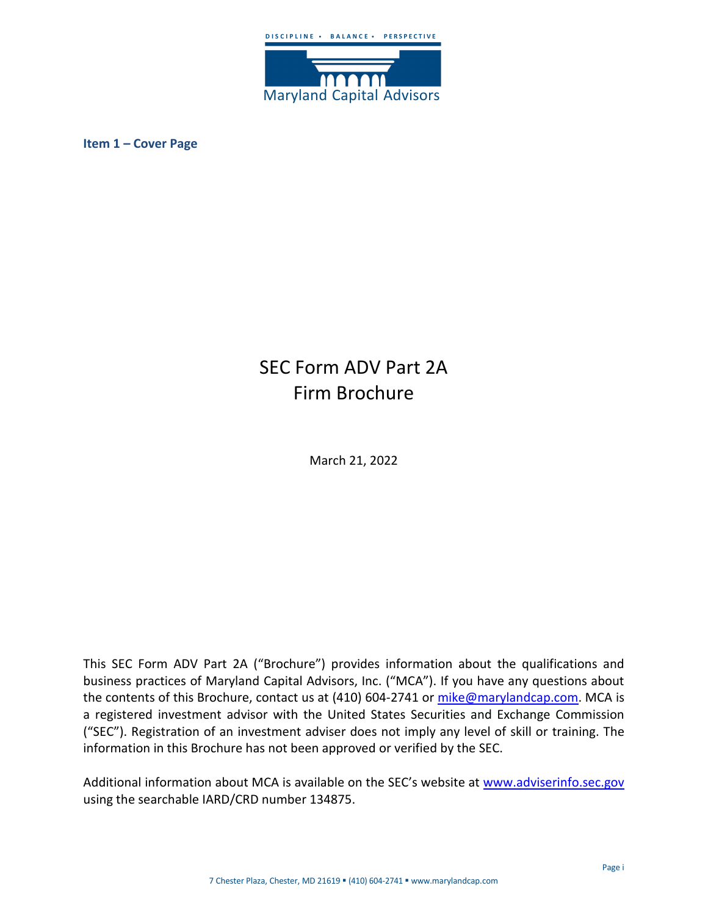DISCIPLINE • BALANCE • PERSPECTIVE

Maryland Capital Advisors

**Item 1 – Cover Page**

# SEC Form ADV Part 2A
# Firm Brochure

March 21, 2022

This SEC Form ADV Part 2A ("Brochure") provides information about the qualifications and business practices of Maryland Capital Advisors, Inc. ("MCA"). If you have any questions about the contents of this Brochure, contact us at (410) 604-2741 or mike@marylandcap.com. MCA is a registered investment advisor with the United States Securities and Exchange Commission ("SEC"). Registration of an investment adviser does not imply any level of skill or training. The information in this Brochure has not been approved or verified by the SEC.

Additional information about MCA is available on the SEC's website at www.adviserinfo.sec.gov using the searchable IARD/CRD number 134875.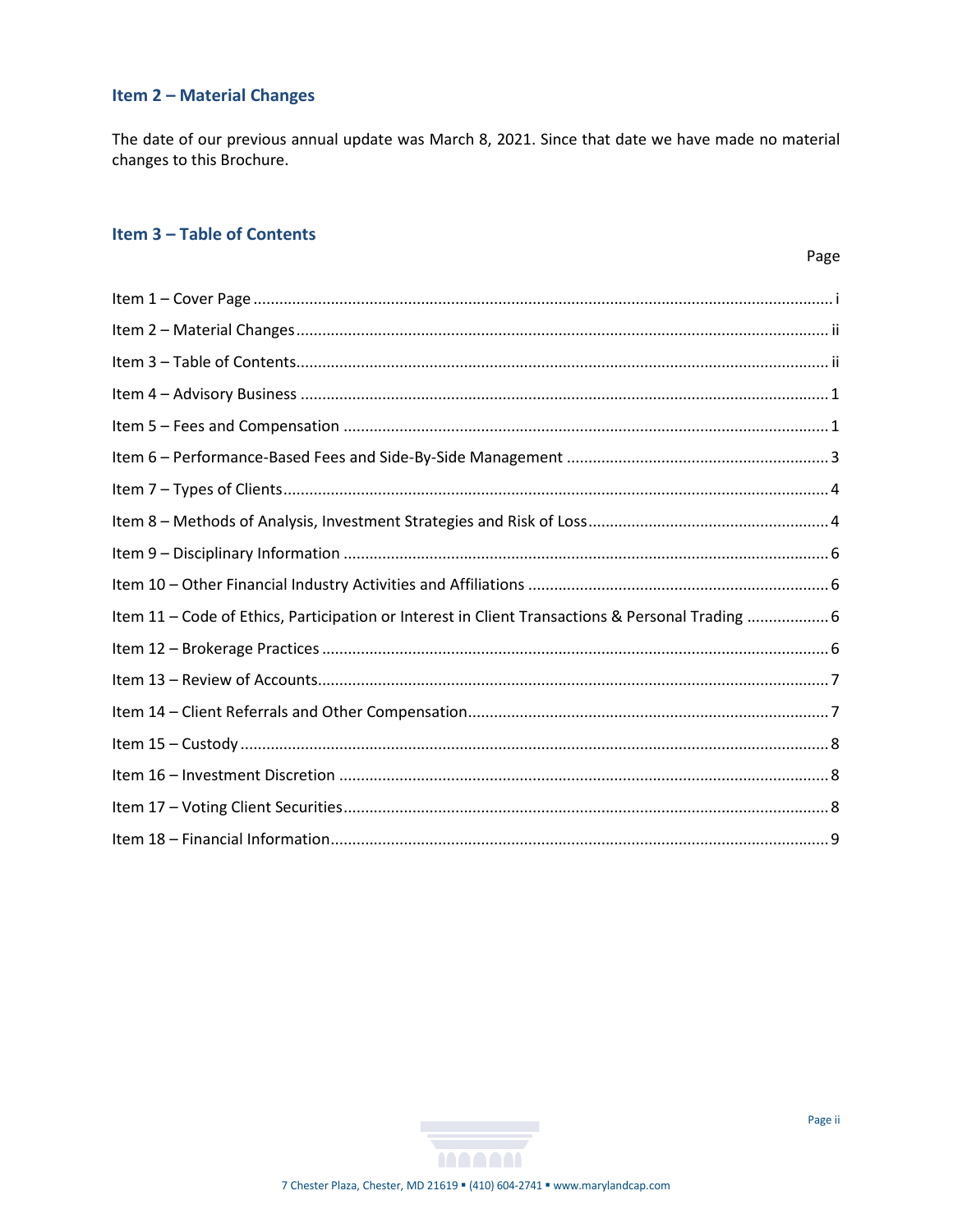## Item 2 – Material Changes

The date of our previous annual update was March 8, 2021. Since that date we have made no material changes to this Brochure.

## Item 3 – Table of Contents

| | Page |
|---|---|
| Item 1 – Cover Page | i |
| Item 2 – Material Changes | ii |
| Item 3 – Table of Contents | ii |
| Item 4 – Advisory Business | 1 |
| Item 5 – Fees and Compensation | 1 |
| Item 6 – Performance-Based Fees and Side-By-Side Management | 3 |
| Item 7 – Types of Clients | 4 |
| Item 8 – Methods of Analysis, Investment Strategies and Risk of Loss | 4 |
| Item 9 – Disciplinary Information | 6 |
| Item 10 – Other Financial Industry Activities and Affiliations | 6 |
| Item 11 – Code of Ethics, Participation or Interest in Client Transactions & Personal Trading | 6 |
| Item 12 – Brokerage Practices | 6 |
| Item 13 – Review of Accounts | 7 |
| Item 14 – Client Referrals and Other Compensation | 7 |
| Item 15 – Custody | 8 |
| Item 16 – Investment Discretion | 8 |
| Item 17 – Voting Client Securities | 8 |
| Item 18 – Financial Information | 9 |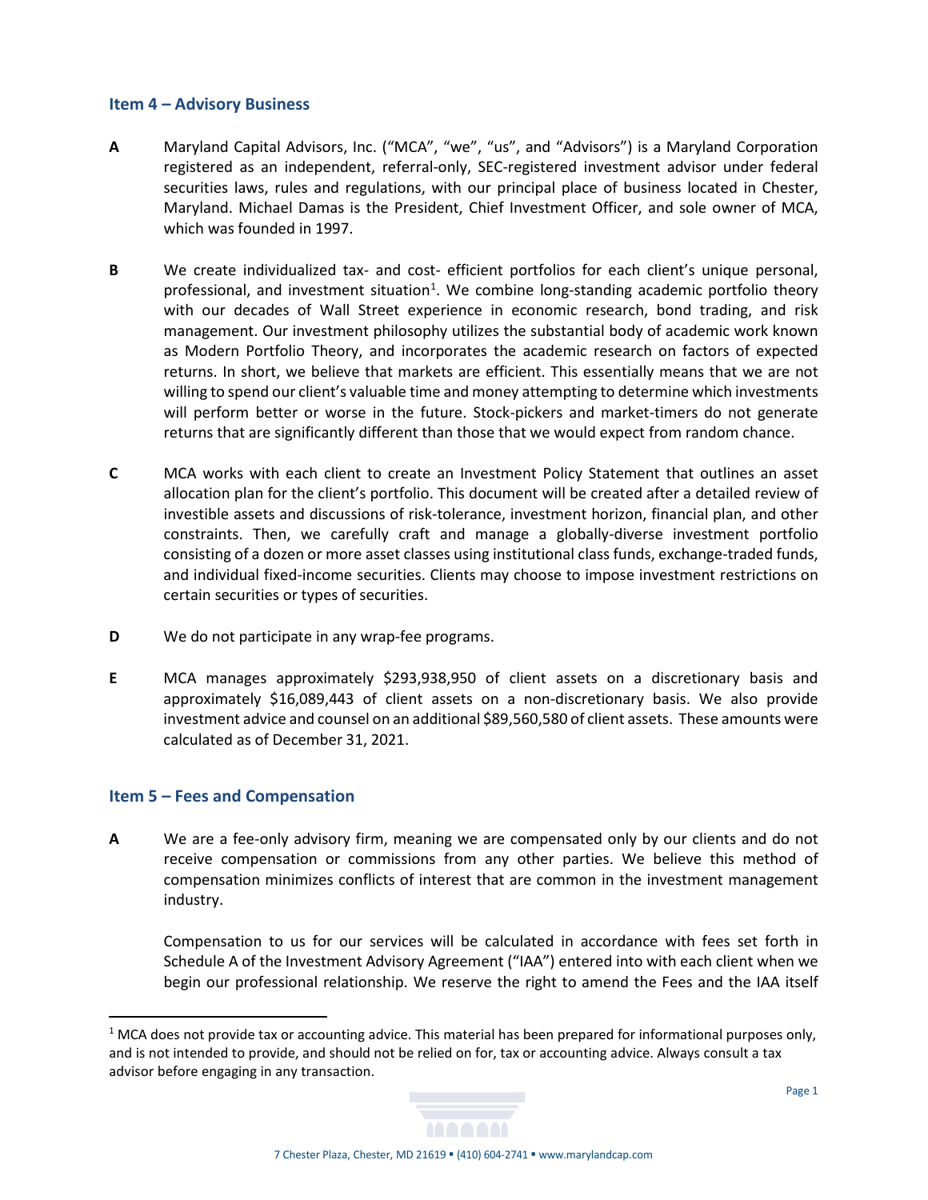## Item 4 – Advisory Business

**A** Maryland Capital Advisors, Inc. ("MCA", "we", "us", and "Advisors") is a Maryland Corporation registered as an independent, referral-only, SEC-registered investment advisor under federal securities laws, rules and regulations, with our principal place of business located in Chester, Maryland. Michael Damas is the President, Chief Investment Officer, and sole owner of MCA, which was founded in 1997.

**B** We create individualized tax- and cost- efficient portfolios for each client's unique personal, professional, and investment situation[1]. We combine long-standing academic portfolio theory with our decades of Wall Street experience in economic research, bond trading, and risk management. Our investment philosophy utilizes the substantial body of academic work known as Modern Portfolio Theory, and incorporates the academic research on factors of expected returns. In short, we believe that markets are efficient. This essentially means that we are not willing to spend our client's valuable time and money attempting to determine which investments will perform better or worse in the future. Stock-pickers and market-timers do not generate returns that are significantly different than those that we would expect from random chance.

**C** MCA works with each client to create an Investment Policy Statement that outlines an asset allocation plan for the client's portfolio. This document will be created after a detailed review of investible assets and discussions of risk-tolerance, investment horizon, financial plan, and other constraints. Then, we carefully craft and manage a globally-diverse investment portfolio consisting of a dozen or more asset classes using institutional class funds, exchange-traded funds, and individual fixed-income securities. Clients may choose to impose investment restrictions on certain securities or types of securities.

**D** We do not participate in any wrap-fee programs.

**E** MCA manages approximately $293,938,950 of client assets on a discretionary basis and approximately $16,089,443 of client assets on a non-discretionary basis. We also provide investment advice and counsel on an additional $89,560,580 of client assets. These amounts were calculated as of December 31, 2021.

## Item 5 – Fees and Compensation

**A** We are a fee-only advisory firm, meaning we are compensated only by our clients and do not receive compensation or commissions from any other parties. We believe this method of compensation minimizes conflicts of interest that are common in the investment management industry.

Compensation to us for our services will be calculated in accordance with fees set forth in Schedule A of the Investment Advisory Agreement ("IAA") entered into with each client when we begin our professional relationship. We reserve the right to amend the Fees and the IAA itself

---

[1] MCA does not provide tax or accounting advice. This material has been prepared for informational purposes only, and is not intended to provide, and should not be relied on for, tax or accounting advice. Always consult a tax advisor before engaging in any transaction.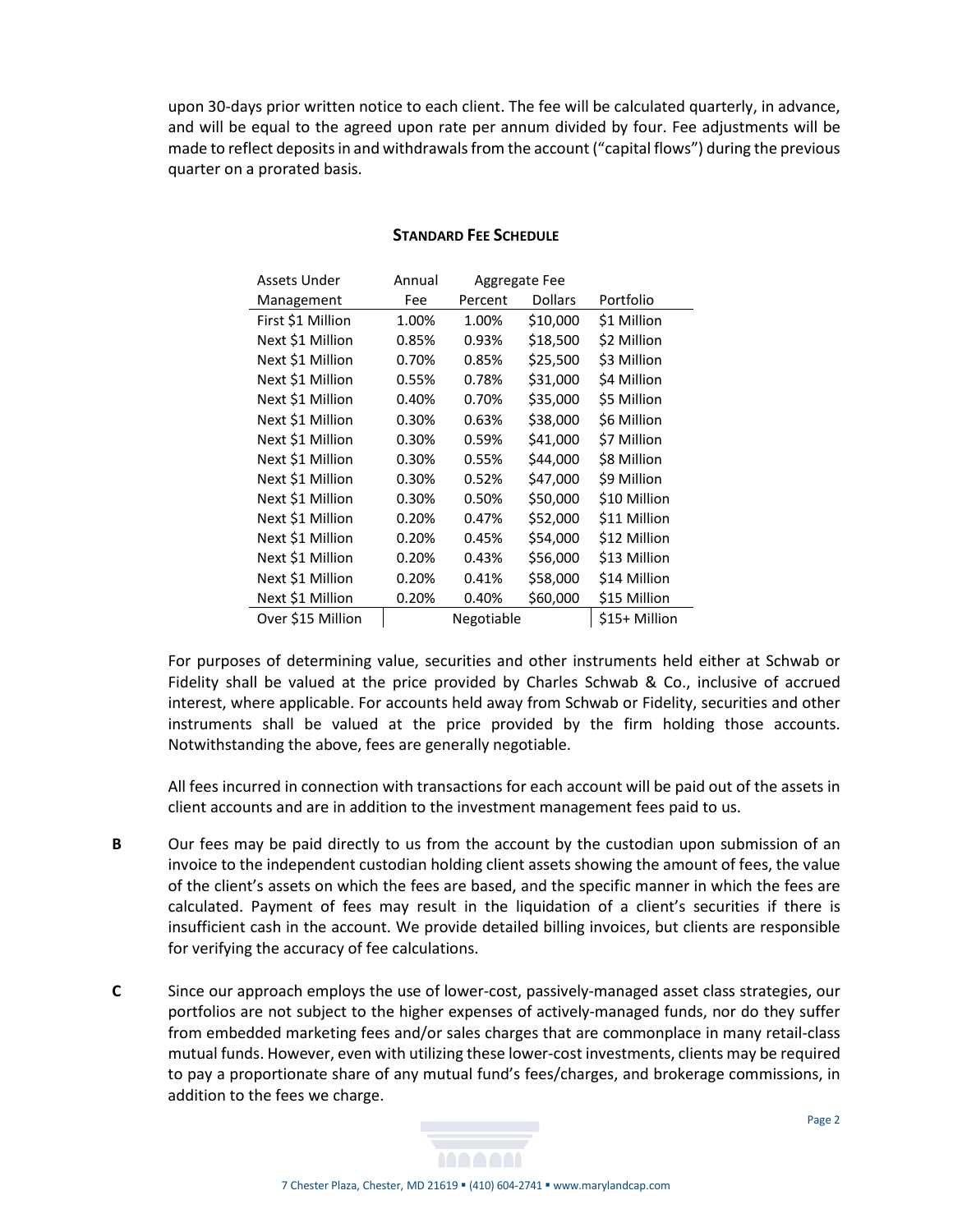upon 30-days prior written notice to each client. The fee will be calculated quarterly, in advance, and will be equal to the agreed upon rate per annum divided by four. Fee adjustments will be made to reflect deposits in and withdrawals from the account ("capital flows") during the previous quarter on a prorated basis.

**STANDARD FEE SCHEDULE**

| Assets Under | Annual | Aggregate Fee | | |
|---|---|---|---|---|
| Management | Fee | Percent | Dollars | Portfolio |
| First $1 Million | 1.00% | 1.00% | $10,000 | $1 Million |
| Next $1 Million | 0.85% | 0.93% | $18,500 | $2 Million |
| Next $1 Million | 0.70% | 0.85% | $25,500 | $3 Million |
| Next $1 Million | 0.55% | 0.78% | $31,000 | $4 Million |
| Next $1 Million | 0.40% | 0.70% | $35,000 | $5 Million |
| Next $1 Million | 0.30% | 0.63% | $38,000 | $6 Million |
| Next $1 Million | 0.30% | 0.59% | $41,000 | $7 Million |
| Next $1 Million | 0.30% | 0.55% | $44,000 | $8 Million |
| Next $1 Million | 0.30% | 0.52% | $47,000 | $9 Million |
| Next $1 Million | 0.30% | 0.50% | $50,000 | $10 Million |
| Next $1 Million | 0.20% | 0.47% | $52,000 | $11 Million |
| Next $1 Million | 0.20% | 0.45% | $54,000 | $12 Million |
| Next $1 Million | 0.20% | 0.43% | $56,000 | $13 Million |
| Next $1 Million | 0.20% | 0.41% | $58,000 | $14 Million |
| Next $1 Million | 0.20% | 0.40% | $60,000 | $15 Million |
| Over $15 Million | Negotiable | | | $15+ Million |

For purposes of determining value, securities and other instruments held either at Schwab or Fidelity shall be valued at the price provided by Charles Schwab & Co., inclusive of accrued interest, where applicable. For accounts held away from Schwab or Fidelity, securities and other instruments shall be valued at the price provided by the firm holding those accounts. Notwithstanding the above, fees are generally negotiable.

All fees incurred in connection with transactions for each account will be paid out of the assets in client accounts and are in addition to the investment management fees paid to us.

**B** Our fees may be paid directly to us from the account by the custodian upon submission of an invoice to the independent custodian holding client assets showing the amount of fees, the value of the client's assets on which the fees are based, and the specific manner in which the fees are calculated. Payment of fees may result in the liquidation of a client's securities if there is insufficient cash in the account. We provide detailed billing invoices, but clients are responsible for verifying the accuracy of fee calculations.

**C** Since our approach employs the use of lower-cost, passively-managed asset class strategies, our portfolios are not subject to the higher expenses of actively-managed funds, nor do they suffer from embedded marketing fees and/or sales charges that are commonplace in many retail-class mutual funds. However, even with utilizing these lower-cost investments, clients may be required to pay a proportionate share of any mutual fund's fees/charges, and brokerage commissions, in addition to the fees we charge.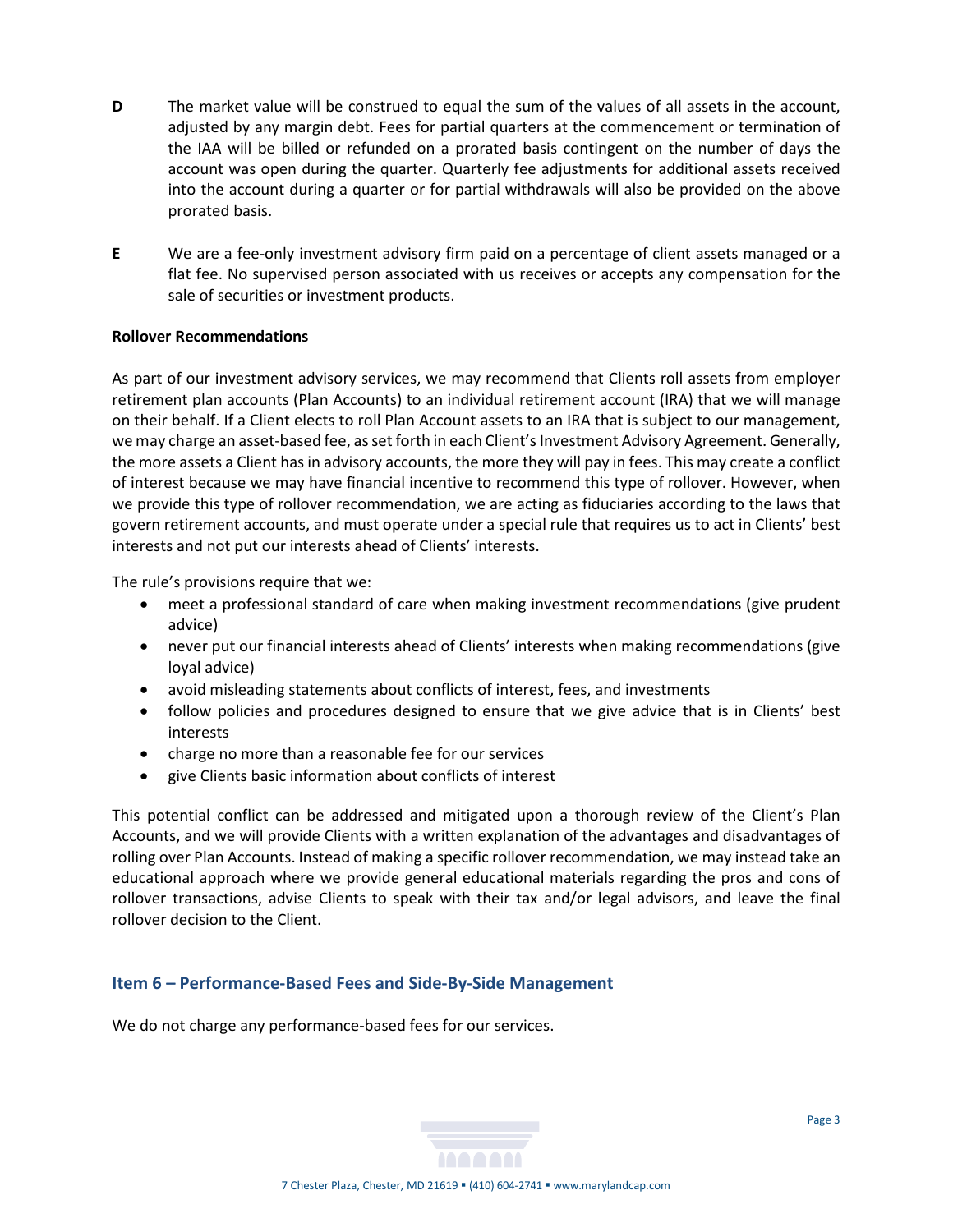**D** The market value will be construed to equal the sum of the values of all assets in the account, adjusted by any margin debt. Fees for partial quarters at the commencement or termination of the IAA will be billed or refunded on a prorated basis contingent on the number of days the account was open during the quarter. Quarterly fee adjustments for additional assets received into the account during a quarter or for partial withdrawals will also be provided on the above prorated basis.

**E** We are a fee-only investment advisory firm paid on a percentage of client assets managed or a flat fee. No supervised person associated with us receives or accepts any compensation for the sale of securities or investment products.

**Rollover Recommendations**

As part of our investment advisory services, we may recommend that Clients roll assets from employer retirement plan accounts (Plan Accounts) to an individual retirement account (IRA) that we will manage on their behalf. If a Client elects to roll Plan Account assets to an IRA that is subject to our management, we may charge an asset-based fee, as set forth in each Client's Investment Advisory Agreement. Generally, the more assets a Client has in advisory accounts, the more they will pay in fees. This may create a conflict of interest because we may have financial incentive to recommend this type of rollover. However, when we provide this type of rollover recommendation, we are acting as fiduciaries according to the laws that govern retirement accounts, and must operate under a special rule that requires us to act in Clients' best interests and not put our interests ahead of Clients' interests.

The rule's provisions require that we:

- meet a professional standard of care when making investment recommendations (give prudent advice)
- never put our financial interests ahead of Clients' interests when making recommendations (give loyal advice)
- avoid misleading statements about conflicts of interest, fees, and investments
- follow policies and procedures designed to ensure that we give advice that is in Clients' best interests
- charge no more than a reasonable fee for our services
- give Clients basic information about conflicts of interest

This potential conflict can be addressed and mitigated upon a thorough review of the Client's Plan Accounts, and we will provide Clients with a written explanation of the advantages and disadvantages of rolling over Plan Accounts. Instead of making a specific rollover recommendation, we may instead take an educational approach where we provide general educational materials regarding the pros and cons of rollover transactions, advise Clients to speak with their tax and/or legal advisors, and leave the final rollover decision to the Client.

## Item 6 – Performance-Based Fees and Side-By-Side Management

We do not charge any performance-based fees for our services.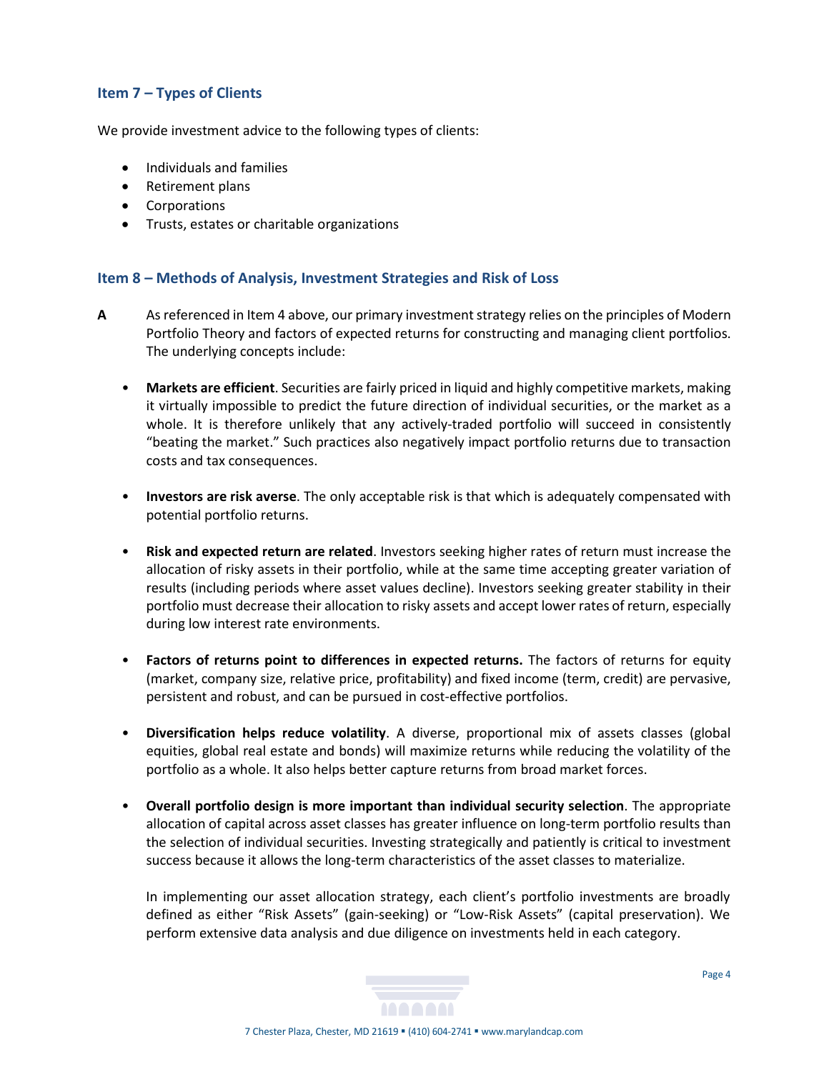## Item 7 – Types of Clients

We provide investment advice to the following types of clients:

- Individuals and families
- Retirement plans
- Corporations
- Trusts, estates or charitable organizations

## Item 8 – Methods of Analysis, Investment Strategies and Risk of Loss

**A** As referenced in Item 4 above, our primary investment strategy relies on the principles of Modern Portfolio Theory and factors of expected returns for constructing and managing client portfolios. The underlying concepts include:

- **Markets are efficient**. Securities are fairly priced in liquid and highly competitive markets, making it virtually impossible to predict the future direction of individual securities, or the market as a whole. It is therefore unlikely that any actively-traded portfolio will succeed in consistently "beating the market." Such practices also negatively impact portfolio returns due to transaction costs and tax consequences.

- **Investors are risk averse**. The only acceptable risk is that which is adequately compensated with potential portfolio returns.

- **Risk and expected return are related**. Investors seeking higher rates of return must increase the allocation of risky assets in their portfolio, while at the same time accepting greater variation of results (including periods where asset values decline). Investors seeking greater stability in their portfolio must decrease their allocation to risky assets and accept lower rates of return, especially during low interest rate environments.

- **Factors of returns point to differences in expected returns.** The factors of returns for equity (market, company size, relative price, profitability) and fixed income (term, credit) are pervasive, persistent and robust, and can be pursued in cost-effective portfolios.

- **Diversification helps reduce volatility**. A diverse, proportional mix of assets classes (global equities, global real estate and bonds) will maximize returns while reducing the volatility of the portfolio as a whole. It also helps better capture returns from broad market forces.

- **Overall portfolio design is more important than individual security selection**. The appropriate allocation of capital across asset classes has greater influence on long-term portfolio results than the selection of individual securities. Investing strategically and patiently is critical to investment success because it allows the long-term characteristics of the asset classes to materialize.

  In implementing our asset allocation strategy, each client's portfolio investments are broadly defined as either "Risk Assets" (gain-seeking) or "Low-Risk Assets" (capital preservation). We perform extensive data analysis and due diligence on investments held in each category.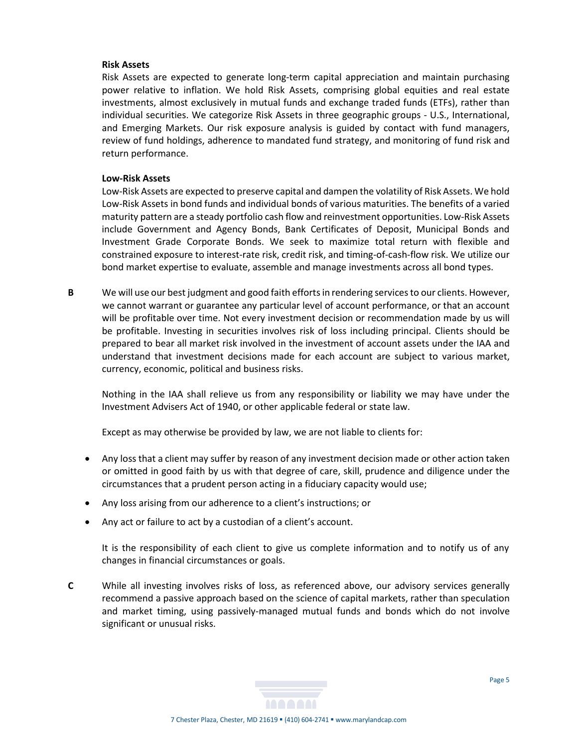**Risk Assets**

Risk Assets are expected to generate long-term capital appreciation and maintain purchasing power relative to inflation. We hold Risk Assets, comprising global equities and real estate investments, almost exclusively in mutual funds and exchange traded funds (ETFs), rather than individual securities. We categorize Risk Assets in three geographic groups - U.S., International, and Emerging Markets. Our risk exposure analysis is guided by contact with fund managers, review of fund holdings, adherence to mandated fund strategy, and monitoring of fund risk and return performance.

**Low-Risk Assets**

Low-Risk Assets are expected to preserve capital and dampen the volatility of Risk Assets. We hold Low-Risk Assets in bond funds and individual bonds of various maturities. The benefits of a varied maturity pattern are a steady portfolio cash flow and reinvestment opportunities. Low-Risk Assets include Government and Agency Bonds, Bank Certificates of Deposit, Municipal Bonds and Investment Grade Corporate Bonds. We seek to maximize total return with flexible and constrained exposure to interest-rate risk, credit risk, and timing-of-cash-flow risk. We utilize our bond market expertise to evaluate, assemble and manage investments across all bond types.

**B** We will use our best judgment and good faith efforts in rendering services to our clients. However, we cannot warrant or guarantee any particular level of account performance, or that an account will be profitable over time. Not every investment decision or recommendation made by us will be profitable. Investing in securities involves risk of loss including principal. Clients should be prepared to bear all market risk involved in the investment of account assets under the IAA and understand that investment decisions made for each account are subject to various market, currency, economic, political and business risks.

Nothing in the IAA shall relieve us from any responsibility or liability we may have under the Investment Advisers Act of 1940, or other applicable federal or state law.

Except as may otherwise be provided by law, we are not liable to clients for:

- Any loss that a client may suffer by reason of any investment decision made or other action taken or omitted in good faith by us with that degree of care, skill, prudence and diligence under the circumstances that a prudent person acting in a fiduciary capacity would use;
- Any loss arising from our adherence to a client's instructions; or
- Any act or failure to act by a custodian of a client's account.

It is the responsibility of each client to give us complete information and to notify us of any changes in financial circumstances or goals.

**C** While all investing involves risks of loss, as referenced above, our advisory services generally recommend a passive approach based on the science of capital markets, rather than speculation and market timing, using passively-managed mutual funds and bonds which do not involve significant or unusual risks.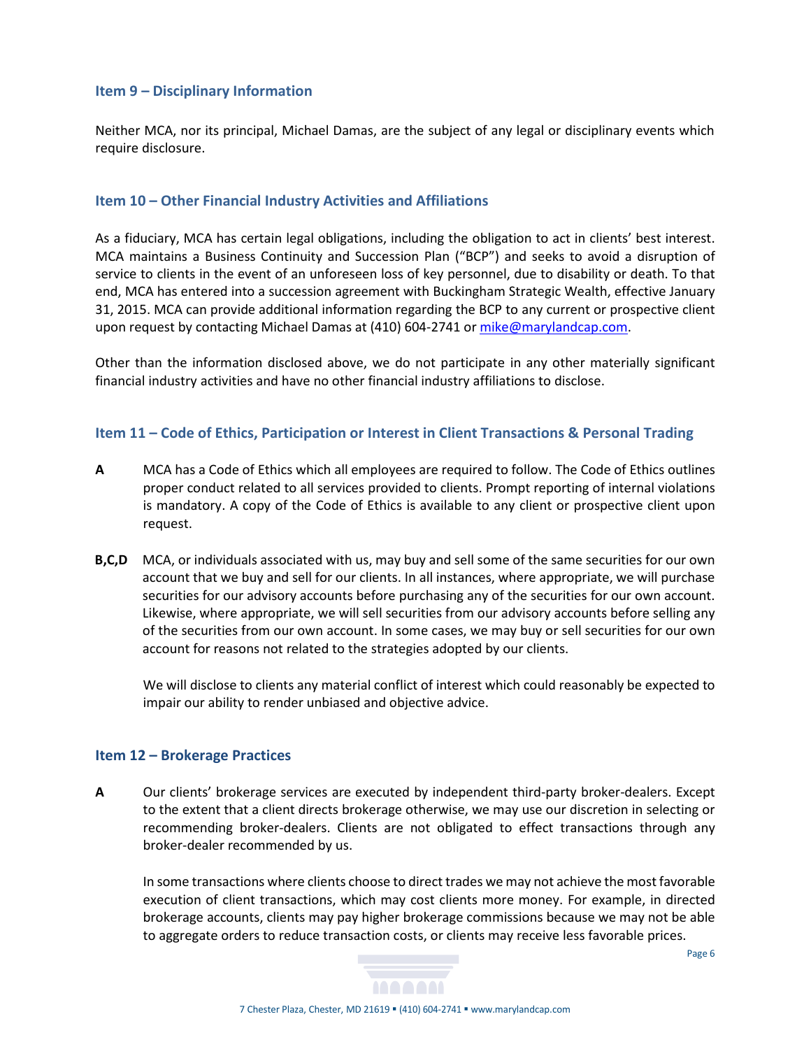## Item 9 – Disciplinary Information

Neither MCA, nor its principal, Michael Damas, are the subject of any legal or disciplinary events which require disclosure.

## Item 10 – Other Financial Industry Activities and Affiliations

As a fiduciary, MCA has certain legal obligations, including the obligation to act in clients' best interest. MCA maintains a Business Continuity and Succession Plan ("BCP") and seeks to avoid a disruption of service to clients in the event of an unforeseen loss of key personnel, due to disability or death. To that end, MCA has entered into a succession agreement with Buckingham Strategic Wealth, effective January 31, 2015. MCA can provide additional information regarding the BCP to any current or prospective client upon request by contacting Michael Damas at (410) 604-2741 or mike@marylandcap.com.

Other than the information disclosed above, we do not participate in any other materially significant financial industry activities and have no other financial industry affiliations to disclose.

## Item 11 – Code of Ethics, Participation or Interest in Client Transactions & Personal Trading

**A** MCA has a Code of Ethics which all employees are required to follow. The Code of Ethics outlines proper conduct related to all services provided to clients. Prompt reporting of internal violations is mandatory. A copy of the Code of Ethics is available to any client or prospective client upon request.

**B,C,D** MCA, or individuals associated with us, may buy and sell some of the same securities for our own account that we buy and sell for our clients. In all instances, where appropriate, we will purchase securities for our advisory accounts before purchasing any of the securities for our own account. Likewise, where appropriate, we will sell securities from our advisory accounts before selling any of the securities from our own account. In some cases, we may buy or sell securities for our own account for reasons not related to the strategies adopted by our clients.

We will disclose to clients any material conflict of interest which could reasonably be expected to impair our ability to render unbiased and objective advice.

## Item 12 – Brokerage Practices

**A** Our clients' brokerage services are executed by independent third-party broker-dealers. Except to the extent that a client directs brokerage otherwise, we may use our discretion in selecting or recommending broker-dealers. Clients are not obligated to effect transactions through any broker-dealer recommended by us.

In some transactions where clients choose to direct trades we may not achieve the most favorable execution of client transactions, which may cost clients more money. For example, in directed brokerage accounts, clients may pay higher brokerage commissions because we may not be able to aggregate orders to reduce transaction costs, or clients may receive less favorable prices.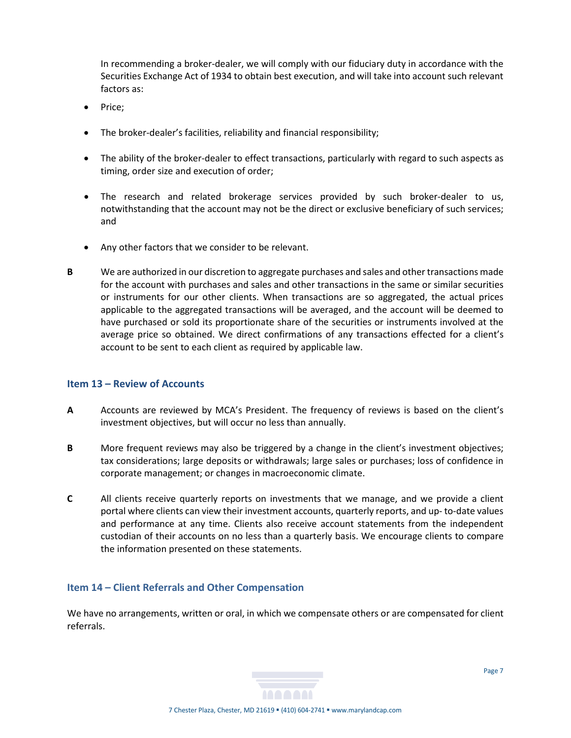In recommending a broker-dealer, we will comply with our fiduciary duty in accordance with the Securities Exchange Act of 1934 to obtain best execution, and will take into account such relevant factors as:

- Price;
- The broker-dealer's facilities, reliability and financial responsibility;
- The ability of the broker-dealer to effect transactions, particularly with regard to such aspects as timing, order size and execution of order;
- The research and related brokerage services provided by such broker-dealer to us, notwithstanding that the account may not be the direct or exclusive beneficiary of such services; and
- Any other factors that we consider to be relevant.

**B** We are authorized in our discretion to aggregate purchases and sales and other transactions made for the account with purchases and sales and other transactions in the same or similar securities or instruments for our other clients. When transactions are so aggregated, the actual prices applicable to the aggregated transactions will be averaged, and the account will be deemed to have purchased or sold its proportionate share of the securities or instruments involved at the average price so obtained. We direct confirmations of any transactions effected for a client's account to be sent to each client as required by applicable law.

## Item 13 – Review of Accounts

**A** Accounts are reviewed by MCA's President. The frequency of reviews is based on the client's investment objectives, but will occur no less than annually.

**B** More frequent reviews may also be triggered by a change in the client's investment objectives; tax considerations; large deposits or withdrawals; large sales or purchases; loss of confidence in corporate management; or changes in macroeconomic climate.

**C** All clients receive quarterly reports on investments that we manage, and we provide a client portal where clients can view their investment accounts, quarterly reports, and up- to-date values and performance at any time. Clients also receive account statements from the independent custodian of their accounts on no less than a quarterly basis. We encourage clients to compare the information presented on these statements.

## Item 14 – Client Referrals and Other Compensation

We have no arrangements, written or oral, in which we compensate others or are compensated for client referrals.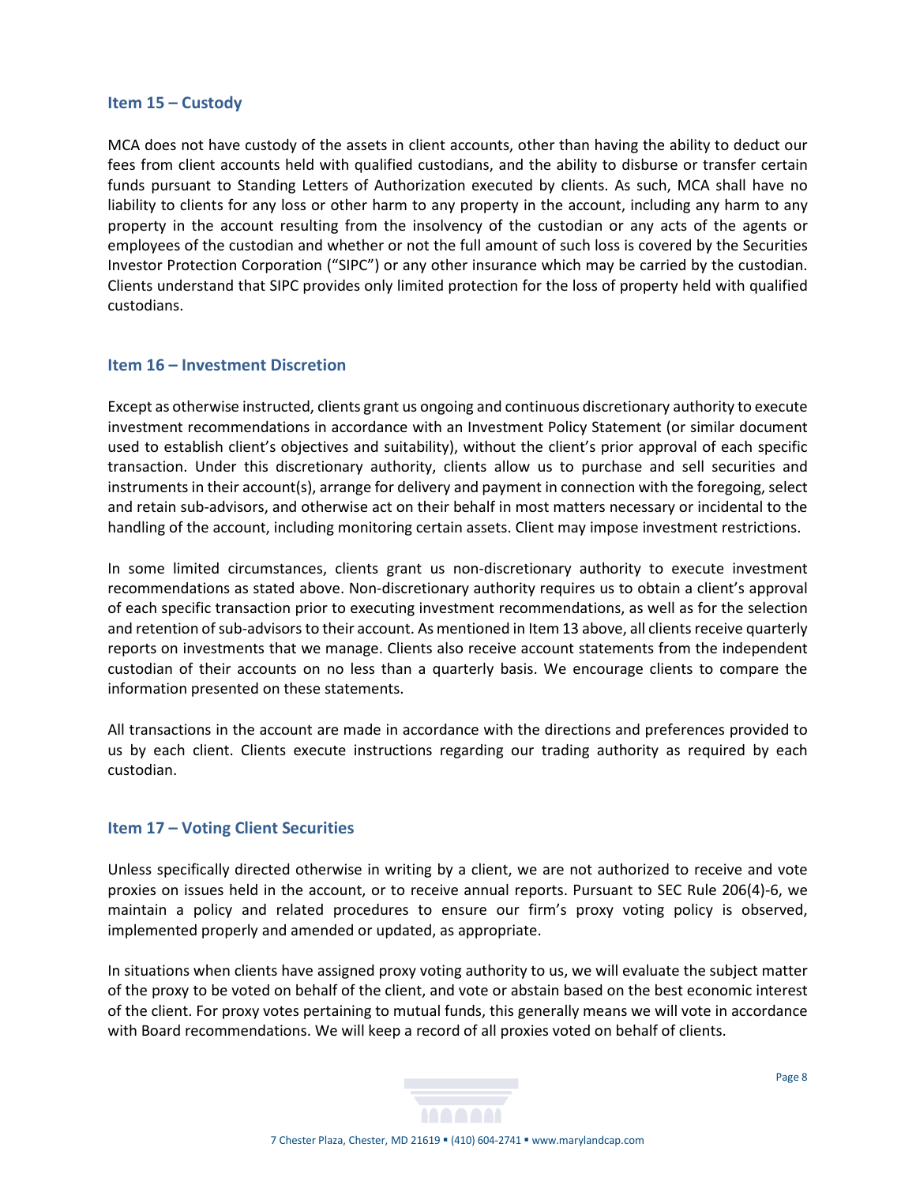## Item 15 – Custody

MCA does not have custody of the assets in client accounts, other than having the ability to deduct our fees from client accounts held with qualified custodians, and the ability to disburse or transfer certain funds pursuant to Standing Letters of Authorization executed by clients. As such, MCA shall have no liability to clients for any loss or other harm to any property in the account, including any harm to any property in the account resulting from the insolvency of the custodian or any acts of the agents or employees of the custodian and whether or not the full amount of such loss is covered by the Securities Investor Protection Corporation ("SIPC") or any other insurance which may be carried by the custodian. Clients understand that SIPC provides only limited protection for the loss of property held with qualified custodians.

## Item 16 – Investment Discretion

Except as otherwise instructed, clients grant us ongoing and continuous discretionary authority to execute investment recommendations in accordance with an Investment Policy Statement (or similar document used to establish client's objectives and suitability), without the client's prior approval of each specific transaction. Under this discretionary authority, clients allow us to purchase and sell securities and instruments in their account(s), arrange for delivery and payment in connection with the foregoing, select and retain sub-advisors, and otherwise act on their behalf in most matters necessary or incidental to the handling of the account, including monitoring certain assets. Client may impose investment restrictions.

In some limited circumstances, clients grant us non-discretionary authority to execute investment recommendations as stated above. Non-discretionary authority requires us to obtain a client's approval of each specific transaction prior to executing investment recommendations, as well as for the selection and retention of sub-advisors to their account. As mentioned in Item 13 above, all clients receive quarterly reports on investments that we manage. Clients also receive account statements from the independent custodian of their accounts on no less than a quarterly basis. We encourage clients to compare the information presented on these statements.

All transactions in the account are made in accordance with the directions and preferences provided to us by each client. Clients execute instructions regarding our trading authority as required by each custodian.

## Item 17 – Voting Client Securities

Unless specifically directed otherwise in writing by a client, we are not authorized to receive and vote proxies on issues held in the account, or to receive annual reports. Pursuant to SEC Rule 206(4)-6, we maintain a policy and related procedures to ensure our firm's proxy voting policy is observed, implemented properly and amended or updated, as appropriate.

In situations when clients have assigned proxy voting authority to us, we will evaluate the subject matter of the proxy to be voted on behalf of the client, and vote or abstain based on the best economic interest of the client. For proxy votes pertaining to mutual funds, this generally means we will vote in accordance with Board recommendations. We will keep a record of all proxies voted on behalf of clients.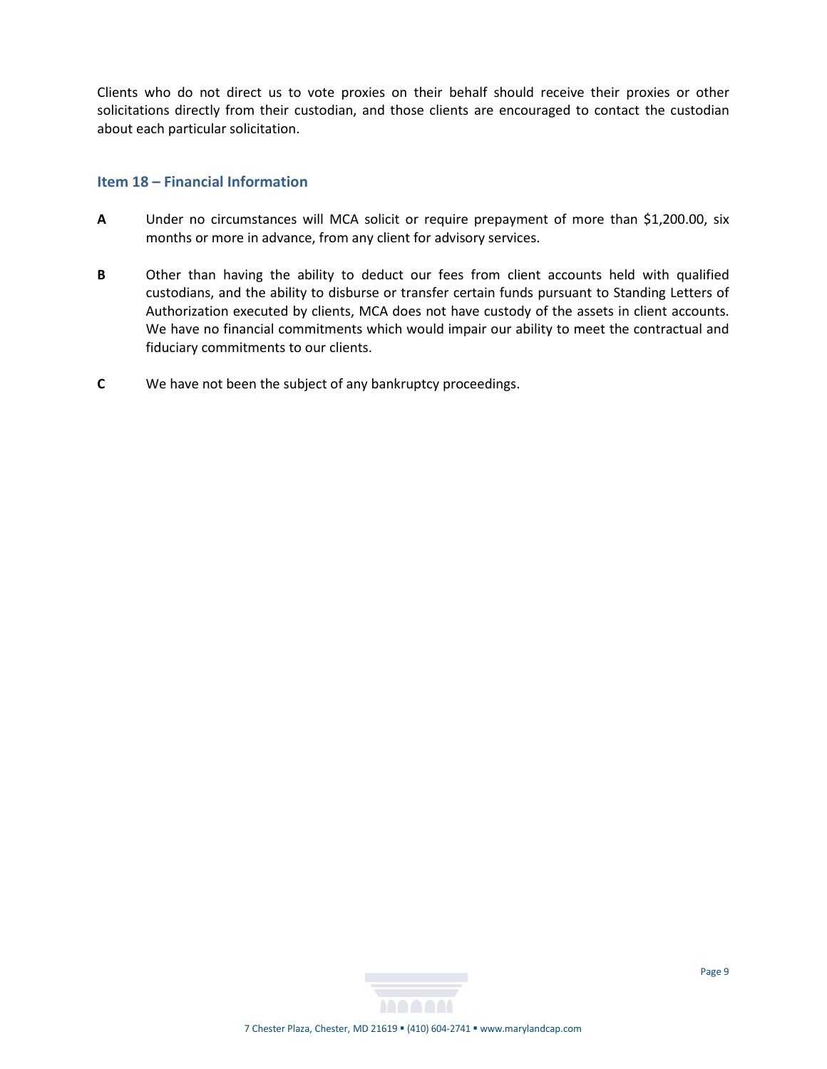Clients who do not direct us to vote proxies on their behalf should receive their proxies or other solicitations directly from their custodian, and those clients are encouraged to contact the custodian about each particular solicitation.

## Item 18 – Financial Information

**A** Under no circumstances will MCA solicit or require prepayment of more than $1,200.00, six months or more in advance, from any client for advisory services.

**B** Other than having the ability to deduct our fees from client accounts held with qualified custodians, and the ability to disburse or transfer certain funds pursuant to Standing Letters of Authorization executed by clients, MCA does not have custody of the assets in client accounts. We have no financial commitments which would impair our ability to meet the contractual and fiduciary commitments to our clients.

**C** We have not been the subject of any bankruptcy proceedings.